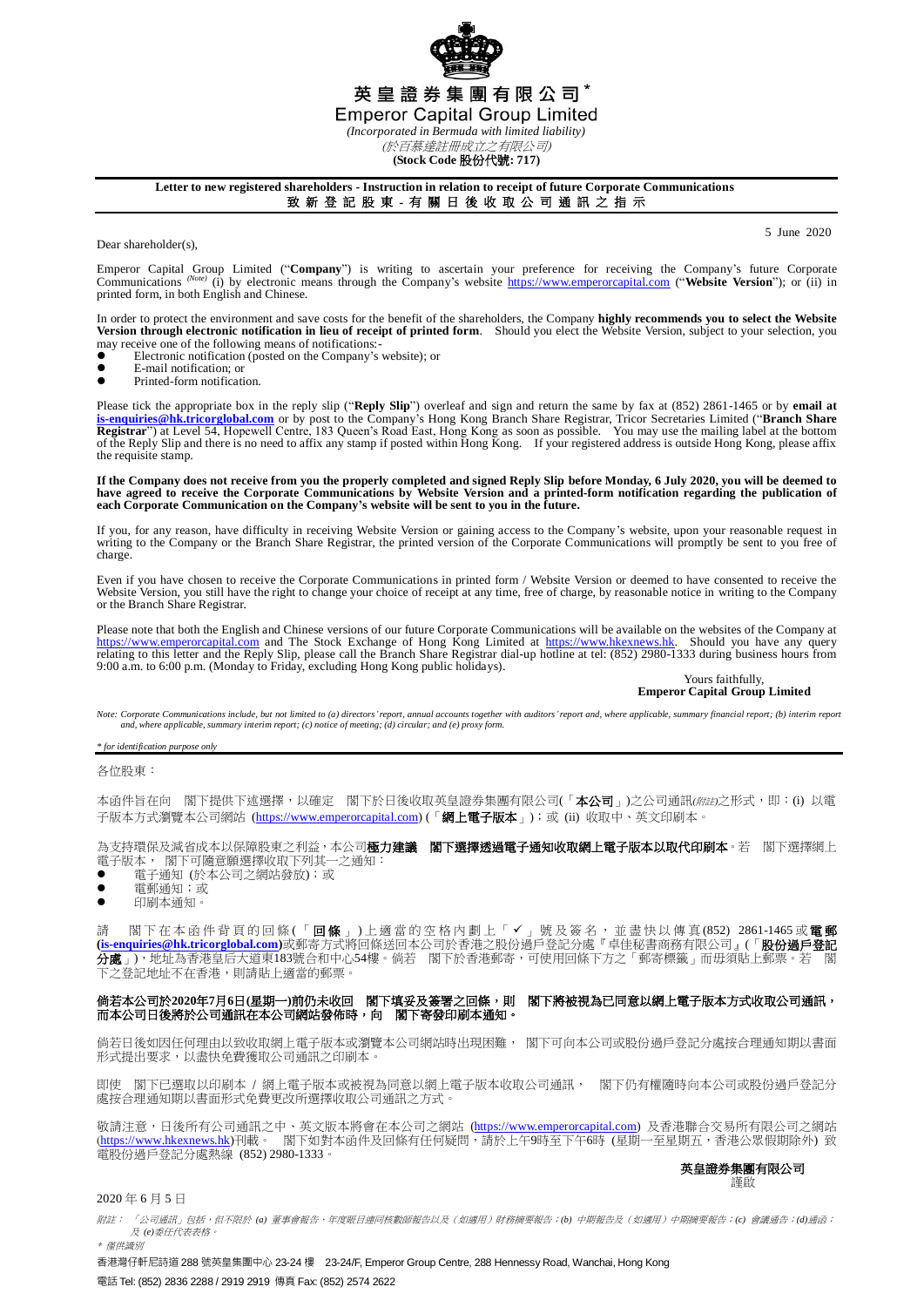# 英皇證券集團有限公司*

**Emperor Capital Group Limited**

*(Incorporated in Bermuda with limited liability)*

*(於百慕達註冊成立之有限公司)*

**(Stock Code 股份代號: 717)**

**Letter to new registered shareholders - Instruction in relation to receipt of future Corporate Communications**

**致新登記股東 - 有關日後收取公司通訊之指示**

5 June 2020

Dear shareholder(s),

Emperor Capital Group Limited ("**Company**") is writing to ascertain your preference for receiving the Company's future Corporate Communications *(Note)* (i) by electronic means through the Company's website https://www.emperorcapital.com ("**Website Version**"); or (ii) in printed form, in both English and Chinese.

In order to protect the environment and save costs for the benefit of the shareholders, the Company **highly recommends you to select the Website Version through electronic notification in lieu of receipt of printed form**. Should you elect the Website Version, subject to your selection, you may receive one of the following means of notifications:-

- Electronic notification (posted on the Company's website); or
- E-mail notification; or
- Printed-form notification.

Please tick the appropriate box in the reply slip ("**Reply Slip**") overleaf and sign and return the same by fax at (852) 2861-1465 or by **email at is-enquiries@hk.tricorglobal.com** or by post to the Company's Hong Kong Branch Share Registrar, Tricor Secretaries Limited ("**Branch Share Registrar**") at Level 54, Hopewell Centre, 183 Queen's Road East, Hong Kong as soon as possible. You may use the mailing label at the bottom of the Reply Slip and there is no need to affix any stamp if posted within Hong Kong. If your registered address is outside Hong Kong, please affix the requisite stamp.

**If the Company does not receive from you the properly completed and signed Reply Slip before Monday, 6 July 2020, you will be deemed to have agreed to receive the Corporate Communications by Website Version and a printed-form notification regarding the publication of each Corporate Communication on the Company's website will be sent to you in the future.**

If you, for any reason, have difficulty in receiving Website Version or gaining access to the Company's website, upon your reasonable request in writing to the Company or the Branch Share Registrar, the printed version of the Corporate Communications will promptly be sent to you free of charge.

Even if you have chosen to receive the Corporate Communications in printed form / Website Version or deemed to have consented to receive the Website Version, you still have the right to change your choice of receipt at any time, free of charge, by reasonable notice in writing to the Company or the Branch Share Registrar.

Please note that both the English and Chinese versions of our future Corporate Communications will be available on the websites of the Company at https://www.emperorcapital.com and The Stock Exchange of Hong Kong Limited at https://www.hkexnews.hk. Should you have any query relating to this letter and the Reply Slip, please call the Branch Share Registrar dial-up hotline at tel: (852) 2980-1333 during business hours from 9:00 a.m. to 6:00 p.m. (Monday to Friday, excluding Hong Kong public holidays).

Yours faithfully,
**Emperor Capital Group Limited**

*Note: Corporate Communications include, but not limited to (a) directors' report, annual accounts together with auditors' report and, where applicable, summary financial report; (b) interim report and, where applicable, summary interim report; (c) notice of meeting; (d) circular; and (e) proxy form.*

*\* for identification purpose only*

---

各位股東：

本函件旨在向　閣下提供下述選擇，以確定　閣下於日後收取英皇證券集團有限公司(「**本公司**」)之公司通訊*(附註)*之形式，即：(i) 以電子版本方式瀏覽本公司網站 (https://www.emperorcapital.com) (「**網上電子版本**」)；或 (ii) 收取中、英文印刷本。

為支持環保及減省成本以保障股東之利益，本公司**極力建議　閣下選擇透過電子通知收取網上電子版本以取代印刷本**。若　閣下選擇網上電子版本，　閣下可隨意願選擇收取下列其一之通知：

- 電子通知 (於本公司之網站發放)；或
- 電郵通知；或
- 印刷本通知。

請　閣下在本函件背頁的回條(「**回條**」)上適當的空格內劃上「✓」號及簽名，並盡快以傳真(852) 2861-1465或**電郵(is-enquiries@hk.tricorglobal.com)**或郵寄方式將回條送回本公司於香港之股份過戶登記分處『卓佳秘書商務有限公司』(「**股份過戶登記分處**」)，地址為香港皇后大道東183號合和中心54樓。倘若　閣下於香港郵寄，可使用回條下方之「郵寄標籤」而毋須貼上郵票。若　閣下之登記地址不在香港，則請貼上適當的郵票。

**倘若本公司於2020年7月6日(星期一)前仍未收回　閣下填妥及簽署之回條，則　閣下將被視為已同意以網上電子版本方式收取公司通訊，而本公司日後將於公司通訊在本公司網站發佈時，向　閣下寄發印刷本通知。**

倘若日後如因任何理由以致收取網上電子版本或瀏覽本公司網站時出現困難，　閣下可向本公司或股份過戶登記分處按合理通知期以書面形式提出要求，以盡快免費獲取公司通訊之印刷本。

即使　閣下已選取以印刷本 / 網上電子版本或被視為同意以網上電子版本收取公司通訊，　閣下仍有權隨時向本公司或股份過戶登記分處按合理通知期以書面形式免費更改所選擇收取公司通訊之方式。

敬請注意，日後所有公司通訊之中、英文版本將會在本公司之網站 (https://www.emperorcapital.com) 及香港聯合交易所有限公司之網站 (https://www.hkexnews.hk)刊載。　閣下如對本函件及回條有任何疑問，請於上午9時至下午6時 (星期一至星期五，香港公眾假期除外) 致電股份過戶登記分處熱線 (852) 2980-1333。

**英皇證券集團有限公司**
謹啟

2020 年 6 月 5 日

*附註：「公司通訊」包括，但不限於 (a) 董事會報告、年度賬目連同核數師報告以及（如適用）財務摘要報告；(b) 中期報告及（如適用）中期摘要報告；(c) 會議通告；(d)通函；及 (e)委任代表表格。*

*\* 僅供識別*

香港灣仔軒尼詩道 288 號英皇集團中心 23-24 樓　23-24/F, Emperor Group Centre, 288 Hennessy Road, Wanchai, Hong Kong

電話 Tel: (852) 2836 2288 / 2919 2919 傳真 Fax: (852) 2574 2622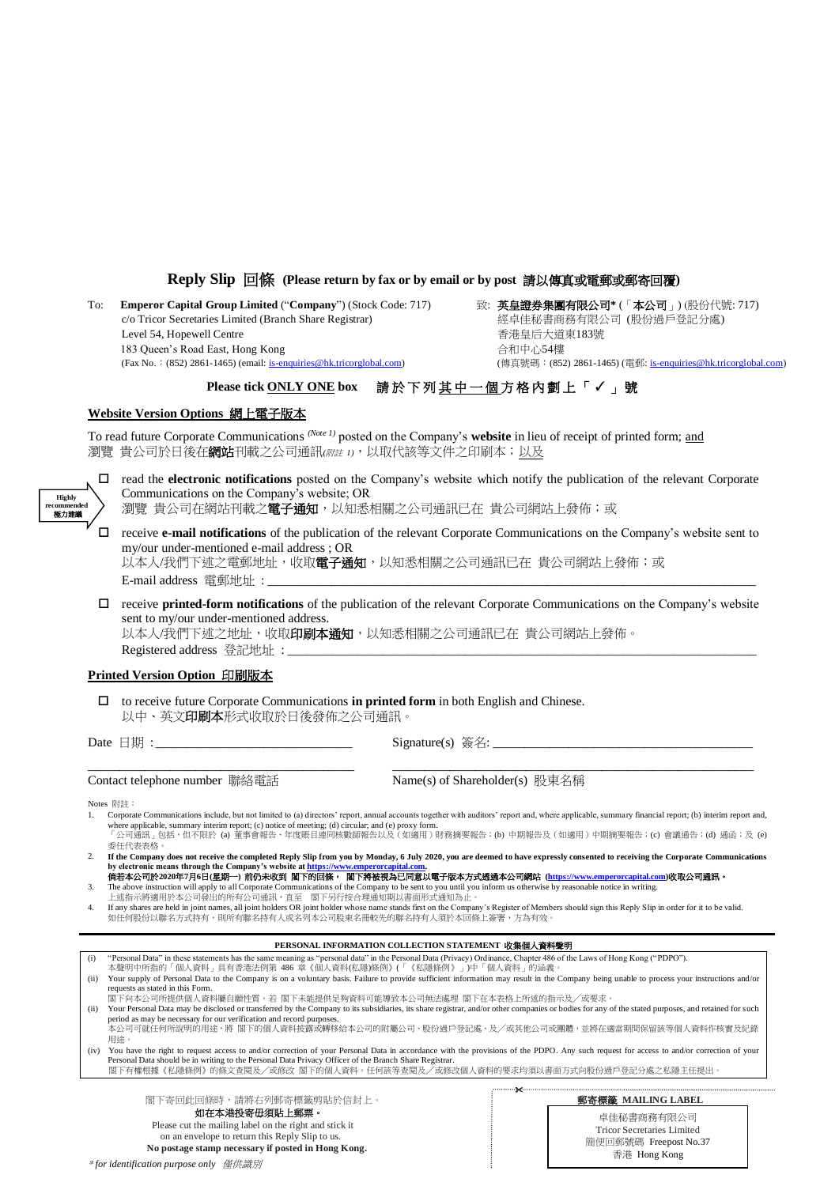## Reply Slip 回條 (Please return by fax or by email or by post 請以傳真或電郵或郵寄回覆)

To: **Emperor Capital Group Limited** ("**Company**") (Stock Code: 717)
c/o Tricor Secretaries Limited (Branch Share Registrar)
Level 54, Hopewell Centre
183 Queen's Road East, Hong Kong
(Fax No.：(852) 2861-1465) (email: is-enquiries@hk.tricorglobal.com)

致: **英皇證券集團有限公司*** (「**本公司**」) (股份代號: 717)
經卓佳秘書商務有限公司 (股份過戶登記分處)
香港皇后大道東183號
合和中心54樓
(傳真號碼：(852) 2861-1465) (電郵: is-enquiries@hk.tricorglobal.com)

**Please tick ONLY ONE box** 請於下列其中一個方格內劃上「✓」號

### Website Version Options 網上電子版本

To read future Corporate Communications (Note 1) posted on the Company's **website** in lieu of receipt of printed form; and
瀏覽 貴公司於日後在**網站**刊載之公司通訊(附註 1)，以取代該等文件之印刷本；以及

**Highly recommended 極力建議**

☐ read the **electronic notifications** posted on the Company's website which notify the publication of the relevant Corporate Communications on the Company's website; OR
瀏覽 貴公司在網站刊載之**電子通知**，以知悉相關之公司通訊已在 貴公司網站上發佈；或

☐ receive **e-mail notifications** of the publication of the relevant Corporate Communications on the Company's website sent to my/our under-mentioned e-mail address ; OR
以本人/我們下述之電郵地址，收取**電子通知**，以知悉相關之公司通訊已在 貴公司網站上發佈；或
E-mail address 電郵地址：\_\_\_\_\_\_\_\_\_\_\_\_\_\_\_\_\_\_\_\_\_\_\_\_\_\_\_\_\_\_\_\_\_\_\_\_\_\_\_\_

☐ receive **printed-form notifications** of the publication of the relevant Corporate Communications on the Company's website sent to my/our under-mentioned address.
以本人/我們下述之地址，收取**印刷本通知**，以知悉相關之公司通訊已在 貴公司網站上發佈。
Registered address 登記地址：\_\_\_\_\_\_\_\_\_\_\_\_\_\_\_\_\_\_\_\_\_\_\_\_\_\_\_\_\_\_\_\_\_\_\_\_\_\_\_\_

### Printed Version Option 印刷版本

☐ to receive future Corporate Communications **in printed form** in both English and Chinese.
以中、英文**印刷本**形式收取於日後發佈之公司通訊。

Date 日期：\_\_\_\_\_\_\_\_\_\_\_\_\_\_\_\_\_\_\_\_ Signature(s) 簽名: \_\_\_\_\_\_\_\_\_\_\_\_\_\_\_\_\_\_\_\_

Contact telephone number 聯絡電話 \_\_\_\_\_\_\_\_\_\_\_\_\_\_\_\_\_\_\_\_ Name(s) of Shareholder(s) 股東名稱 \_\_\_\_\_\_\_\_\_\_\_\_\_\_\_\_\_\_\_\_

Notes 附註：

1. Corporate Communications include, but not limited to (a) directors' report, annual accounts together with auditors' report and, where applicable, summary financial report; (b) interim report and, where applicable, summary interim report; (c) notice of meeting; (d) circular; and (e) proxy form.
「公司通訊」包括，但不限於 (a) 董事會報告、年度賬目連同核數師報告以及（如適用）財務摘要報告；(b) 中期報告及（如適用）中期摘要報告；(c) 會議通告；(d) 通函；及 (e) 委任代表表格。
2. **If the Company does not receive the completed Reply Slip from you by Monday, 6 July 2020, you are deemed to have expressly consented to receiving the Corporate Communications by electronic means through the Company's website at https://www.emperorcapital.com.**
**倘若本公司於2020年7月6日(星期一) 前仍未收到 閣下的回條， 閣下將被視為已同意以電子版本方式透過本公司網站 (https://www.emperorcapital.com)收取公司通訊。**
3. The above instruction will apply to all Corporate Communications of the Company to be sent to you until you inform us otherwise by reasonable notice in writing.
上述指示將適用於本公司發出的所有公司通訊，直至 閣下另行按合理通知期以書面形式通知為止。
4. If any shares are held in joint names, all joint holders OR joint holder whose name stands first on the Company's Register of Members should sign this Reply Slip in order for it to be valid.
如任何股份以聯名方式持有，則所有聯名持有人或名列本公司股東名冊較先的聯名持有人須於本回條上簽署，方為有效。

**PERSONAL INFORMATION COLLECTION STATEMENT 收集個人資料聲明**

(i) "Personal Data" in these statements has the same meaning as "personal data" in the Personal Data (Privacy) Ordinance, Chapter 486 of the Laws of Hong Kong ("PDPO").
本聲明中所指的「個人資料」具有香港法例第 486 章《個人資料(私隱)條例》(「《私隱條例》」)中「個人資料」的涵義。

(ii) Your supply of Personal Data to the Company is on a voluntary basis. Failure to provide sufficient information may result in the Company being unable to process your instructions and/or requests as stated in this Form.
閣下向本公司所提供個人資料屬自願性質。若 閣下未能提供足夠資料可能導致本公司無法處理 閣下在本表格上所述的指示及／或要求。

(ii) Your Personal Data may be disclosed or transferred by the Company to its subsidiaries, its share registrar, and/or other companies or bodies for any of the stated purposes, and retained for such period as may be necessary for our verification and record purposes.
本公司可就任何所說明的用途，將 閣下的個人資料披露或轉移給本公司的附屬公司、股份過戶登記處、及／或其他公司或團體，並將在適當期間保留該等個人資料作核實及紀錄用途。

(iv) You have the right to request access to and/or correction of your Personal Data in accordance with the provisions of the PDPO. Any such request for access to and/or correction of your Personal Data should be in writing to the Personal Data Privacy Officer of the Branch Share Registrar.
閣下有權根據《私隱條例》的條文查閱及／或修改 閣下的個人資料，任何該等查閱及／或修改個人資料的要求均須以書面方式向股份過戶登記分處之私隱主任提出。

閣下寄回此回條時，請將右列郵寄標籤剪貼於信封上。
**如在本港投寄毋須貼上郵票。**
Please cut the mailing label on the right and stick it on an envelope to return this Reply Slip to us.
**No postage stamp necessary if posted in Hong Kong.**

**郵寄標籤 MAILING LABEL**

卓佳秘書商務有限公司
Tricor Secretaries Limited
簡便回郵號碼 Freepost No.37
香港 Hong Kong

*\* for identification purpose only 僅供識別*